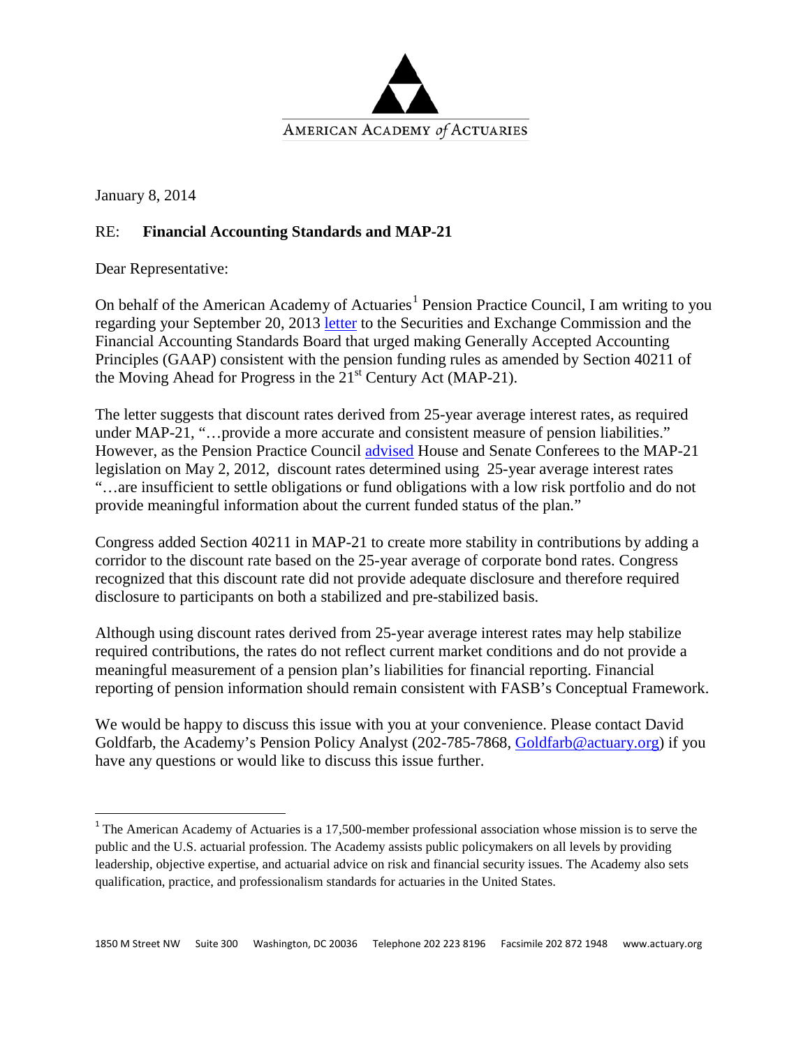AMERICAN ACADEMY *of* ACTUARIES

January 8, 2014

RE: **Financial Accounting Standards and MAP-21**

Dear Representative:

On behalf of the American Academy of Actuaries[1] Pension Practice Council, I am writing to you regarding your September 20, 2013 letter to the Securities and Exchange Commission and the Financial Accounting Standards Board that urged making Generally Accepted Accounting Principles (GAAP) consistent with the pension funding rules as amended by Section 40211 of the Moving Ahead for Progress in the 21st Century Act (MAP-21).

The letter suggests that discount rates derived from 25-year average interest rates, as required under MAP-21, "…provide a more accurate and consistent measure of pension liabilities." However, as the Pension Practice Council advised House and Senate Conferees to the MAP-21 legislation on May 2, 2012, discount rates determined using 25-year average interest rates "…are insufficient to settle obligations or fund obligations with a low risk portfolio and do not provide meaningful information about the current funded status of the plan."

Congress added Section 40211 in MAP-21 to create more stability in contributions by adding a corridor to the discount rate based on the 25-year average of corporate bond rates. Congress recognized that this discount rate did not provide adequate disclosure and therefore required disclosure to participants on both a stabilized and pre-stabilized basis.

Although using discount rates derived from 25-year average interest rates may help stabilize required contributions, the rates do not reflect current market conditions and do not provide a meaningful measurement of a pension plan's liabilities for financial reporting. Financial reporting of pension information should remain consistent with FASB's Conceptual Framework.

We would be happy to discuss this issue with you at your convenience. Please contact David Goldfarb, the Academy's Pension Policy Analyst (202-785-7868, Goldfarb@actuary.org) if you have any questions or would like to discuss this issue further.

---

[1] The American Academy of Actuaries is a 17,500-member professional association whose mission is to serve the public and the U.S. actuarial profession. The Academy assists public policymakers on all levels by providing leadership, objective expertise, and actuarial advice on risk and financial security issues. The Academy also sets qualification, practice, and professionalism standards for actuaries in the United States.

1850 M Street NW Suite 300 Washington, DC 20036 Telephone 202 223 8196 Facsimile 202 872 1948 www.actuary.org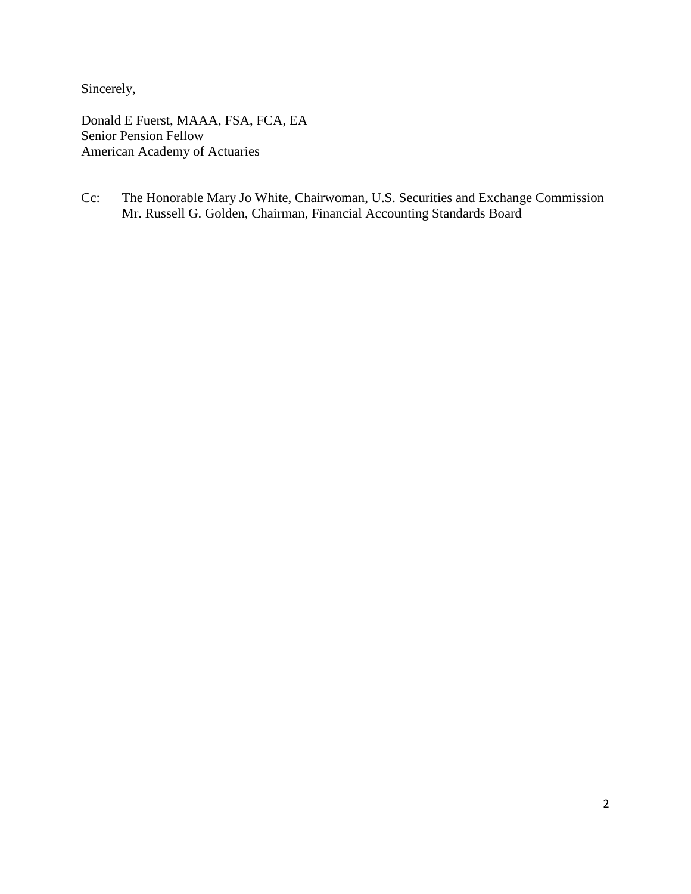Sincerely,

Donald E Fuerst, MAAA, FSA, FCA, EA
Senior Pension Fellow
American Academy of Actuaries

Cc: The Honorable Mary Jo White, Chairwoman, U.S. Securities and Exchange Commission
Mr. Russell G. Golden, Chairman, Financial Accounting Standards Board